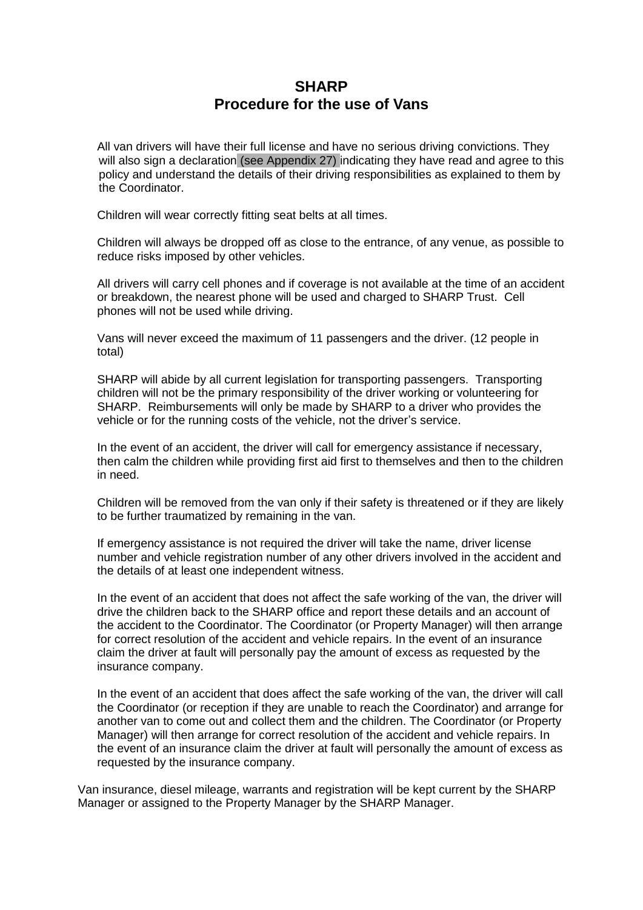# SHARP
## Procedure for the use of Vans

All van drivers will have their full license and have no serious driving convictions. They will also sign a declaration (see Appendix 27) indicating they have read and agree to this policy and understand the details of their driving responsibilities as explained to them by the Coordinator.

Children will wear correctly fitting seat belts at all times.

Children will always be dropped off as close to the entrance, of any venue, as possible to reduce risks imposed by other vehicles.

All drivers will carry cell phones and if coverage is not available at the time of an accident or breakdown, the nearest phone will be used and charged to SHARP Trust. Cell phones will not be used while driving.

Vans will never exceed the maximum of 11 passengers and the driver. (12 people in total)

SHARP will abide by all current legislation for transporting passengers. Transporting children will not be the primary responsibility of the driver working or volunteering for SHARP. Reimbursements will only be made by SHARP to a driver who provides the vehicle or for the running costs of the vehicle, not the driver's service.

In the event of an accident, the driver will call for emergency assistance if necessary, then calm the children while providing first aid first to themselves and then to the children in need.

Children will be removed from the van only if their safety is threatened or if they are likely to be further traumatized by remaining in the van.

If emergency assistance is not required the driver will take the name, driver license number and vehicle registration number of any other drivers involved in the accident and the details of at least one independent witness.

In the event of an accident that does not affect the safe working of the van, the driver will drive the children back to the SHARP office and report these details and an account of the accident to the Coordinator. The Coordinator (or Property Manager) will then arrange for correct resolution of the accident and vehicle repairs. In the event of an insurance claim the driver at fault will personally pay the amount of excess as requested by the insurance company.

In the event of an accident that does affect the safe working of the van, the driver will call the Coordinator (or reception if they are unable to reach the Coordinator) and arrange for another van to come out and collect them and the children. The Coordinator (or Property Manager) will then arrange for correct resolution of the accident and vehicle repairs. In the event of an insurance claim the driver at fault will personally the amount of excess as requested by the insurance company.

Van insurance, diesel mileage, warrants and registration will be kept current by the SHARP Manager or assigned to the Property Manager by the SHARP Manager.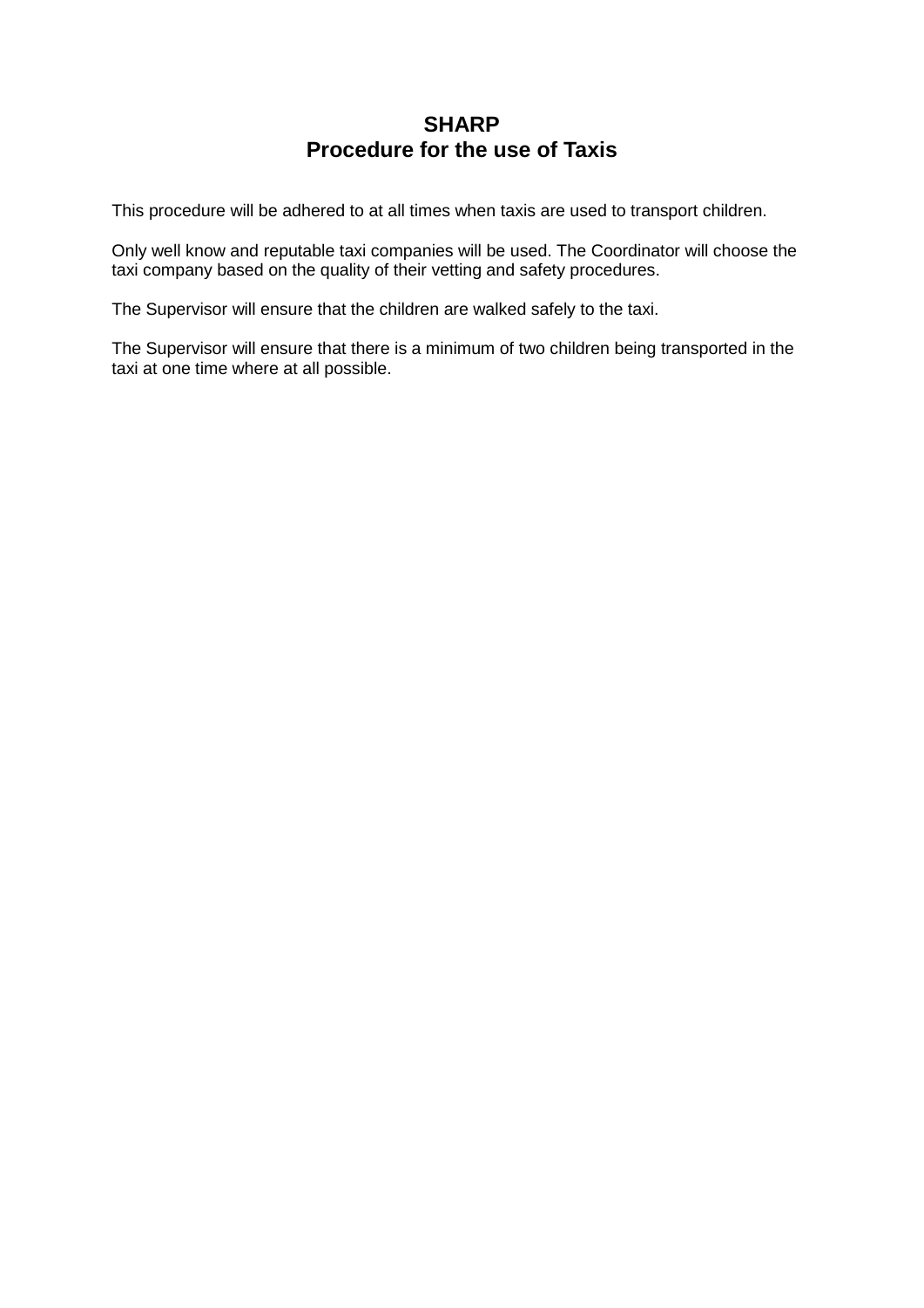# SHARP
## Procedure for the use of Taxis

This procedure will be adhered to at all times when taxis are used to transport children.

Only well know and reputable taxi companies will be used. The Coordinator will choose the taxi company based on the quality of their vetting and safety procedures.

The Supervisor will ensure that the children are walked safely to the taxi.

The Supervisor will ensure that there is a minimum of two children being transported in the taxi at one time where at all possible.